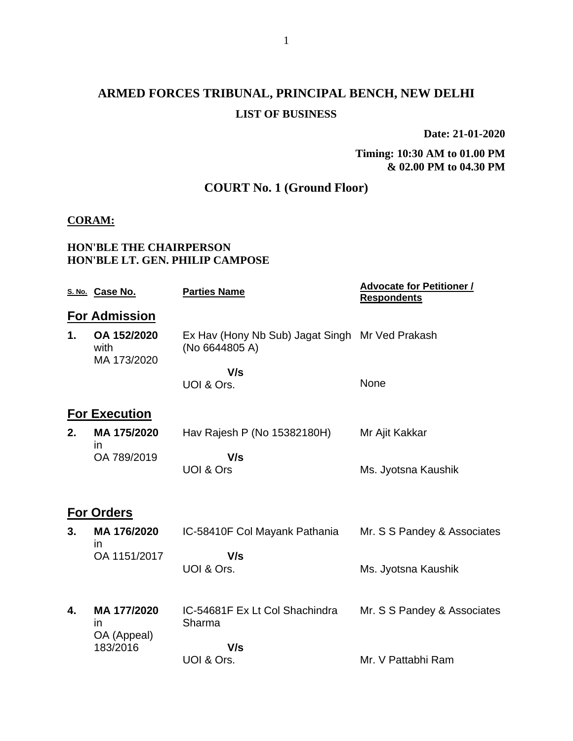# ARMED FORCES TRIBUNAL, PRINCIPAL BENCH, NEW DELHI

**LIST OF BUSINESS**

**Date: 21-01-2020**

**Timing: 10:30 AM to 01.00 PM & 02.00 PM to 04.30 PM**

## COURT No. 1 (Ground Floor)

**CORAM:**

**HON'BLE THE CHAIRPERSON**
**HON'BLE LT. GEN. PHILIP CAMPOSE**

| S. No. | Case No. | Parties Name | Advocate for Petitioner / Respondents |
|---|---|---|---|
| **For Admission** | | | |
| **1.** | **OA 152/2020** with MA 173/2020 | Ex Hav (Hony Nb Sub) Jagat Singh (No 6644805 A) **V/s** UOI & Ors. | Mr Ved Prakash / None |
| **For Execution** | | | |
| **2.** | **MA 175/2020** in OA 789/2019 | Hav Rajesh P (No 15382180H) **V/s** UOI & Ors | Mr Ajit Kakkar / Ms. Jyotsna Kaushik |
| **For Orders** | | | |
| **3.** | **MA 176/2020** in OA 1151/2017 | IC-58410F Col Mayank Pathania **V/s** UOI & Ors. | Mr. S S Pandey & Associates / Ms. Jyotsna Kaushik |
| **4.** | **MA 177/2020** in OA (Appeal) 183/2016 | IC-54681F Ex Lt Col Shachindra Sharma **V/s** UOI & Ors. | Mr. S S Pandey & Associates / Mr. V Pattabhi Ram |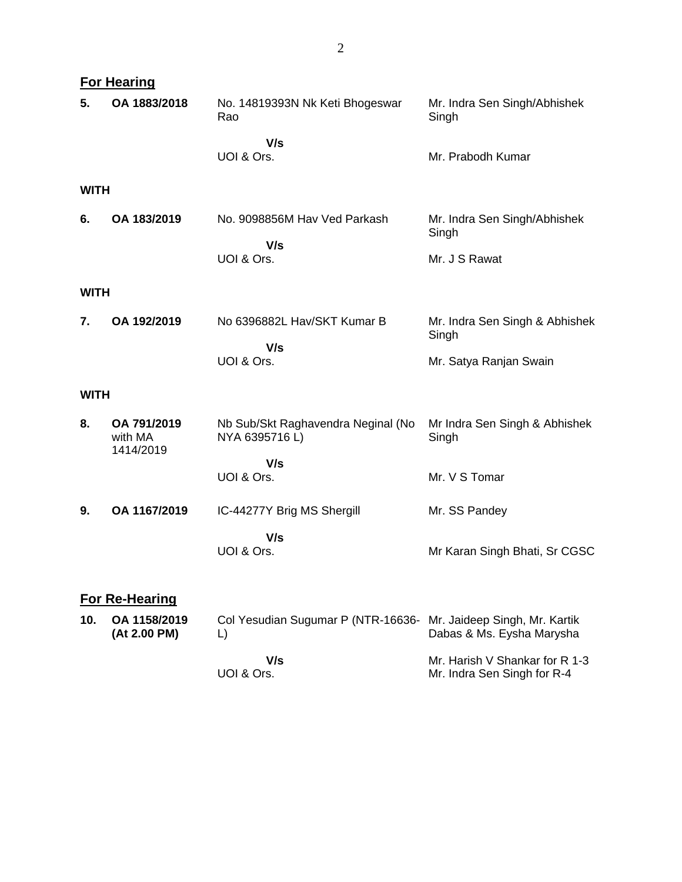## For Hearing

| | | | |
|---|---|---|---|
| **5.** | **OA 1883/2018** | No. 14819393N Nk Keti Bhogeswar Rao | Mr. Indra Sen Singh/Abhishek Singh |
| | | **V/s** UOI & Ors. | Mr. Prabodh Kumar |

**WITH**

| | | | |
|---|---|---|---|
| **6.** | **OA 183/2019** | No. 9098856M Hav Ved Parkash | Mr. Indra Sen Singh/Abhishek Singh |
| | | **V/s** UOI & Ors. | Mr. J S Rawat |

**WITH**

| | | | |
|---|---|---|---|
| **7.** | **OA 192/2019** | No 6396882L Hav/SKT Kumar B | Mr. Indra Sen Singh & Abhishek Singh |
| | | **V/s** UOI & Ors. | Mr. Satya Ranjan Swain |

**WITH**

| | | | |
|---|---|---|---|
| **8.** | **OA 791/2019** with MA 1414/2019 | Nb Sub/Skt Raghavendra Neginal (No NYA 6395716 L) | Mr Indra Sen Singh & Abhishek Singh |
| | | **V/s** UOI & Ors. | Mr. V S Tomar |
| **9.** | **OA 1167/2019** | IC-44277Y Brig MS Shergill | Mr. SS Pandey |
| | | **V/s** UOI & Ors. | Mr Karan Singh Bhati, Sr CGSC |

## For Re-Hearing

| | | | |
|---|---|---|---|
| **10.** | **OA 1158/2019 (At 2.00 PM)** | Col Yesudian Sugumar P (NTR-16636-L) | Mr. Jaideep Singh, Mr. Kartik Dabas & Ms. Eysha Marysha |
| | | **V/s** UOI & Ors. | Mr. Harish V Shankar for R 1-3<br>Mr. Indra Sen Singh for R-4 |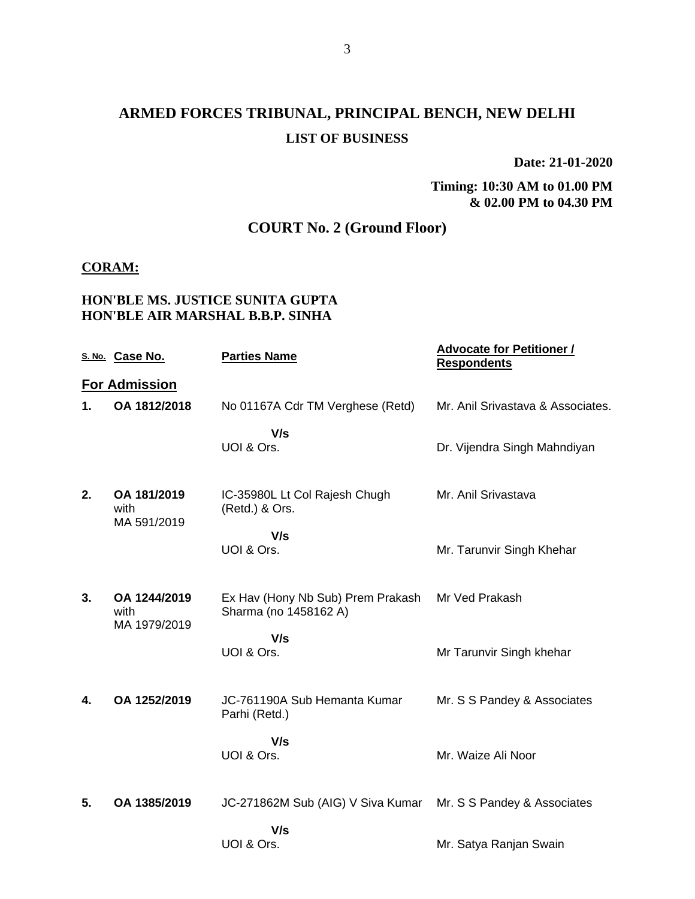# ARMED FORCES TRIBUNAL, PRINCIPAL BENCH, NEW DELHI

## LIST OF BUSINESS

**Date: 21-01-2020**

**Timing: 10:30 AM to 01.00 PM & 02.00 PM to 04.30 PM**

## COURT No. 2 (Ground Floor)

**CORAM:**

**HON'BLE MS. JUSTICE SUNITA GUPTA**
**HON'BLE AIR MARSHAL B.B.P. SINHA**

| S. No. | Case No. | Parties Name | Advocate for Petitioner / Respondents |
|---|---|---|---|
| **For Admission** | | | |
| **1.** | **OA 1812/2018** | No 01167A Cdr TM Verghese (Retd) | Mr. Anil Srivastava & Associates. |
| | | **V/s** | |
| | | UOI & Ors. | Dr. Vijendra Singh Mahndiyan |
| **2.** | **OA 181/2019** with MA 591/2019 | IC-35980L Lt Col Rajesh Chugh (Retd.) & Ors. | Mr. Anil Srivastava |
| | | **V/s** | |
| | | UOI & Ors. | Mr. Tarunvir Singh Khehar |
| **3.** | **OA 1244/2019** with MA 1979/2019 | Ex Hav (Hony Nb Sub) Prem Prakash Sharma (no 1458162 A) | Mr Ved Prakash |
| | | **V/s** | |
| | | UOI & Ors. | Mr Tarunvir Singh khehar |
| **4.** | **OA 1252/2019** | JC-761190A Sub Hemanta Kumar Parhi (Retd.) | Mr. S S Pandey & Associates |
| | | **V/s** | |
| | | UOI & Ors. | Mr. Waize Ali Noor |
| **5.** | **OA 1385/2019** | JC-271862M Sub (AIG) V Siva Kumar | Mr. S S Pandey & Associates |
| | | **V/s** | |
| | | UOI & Ors. | Mr. Satya Ranjan Swain |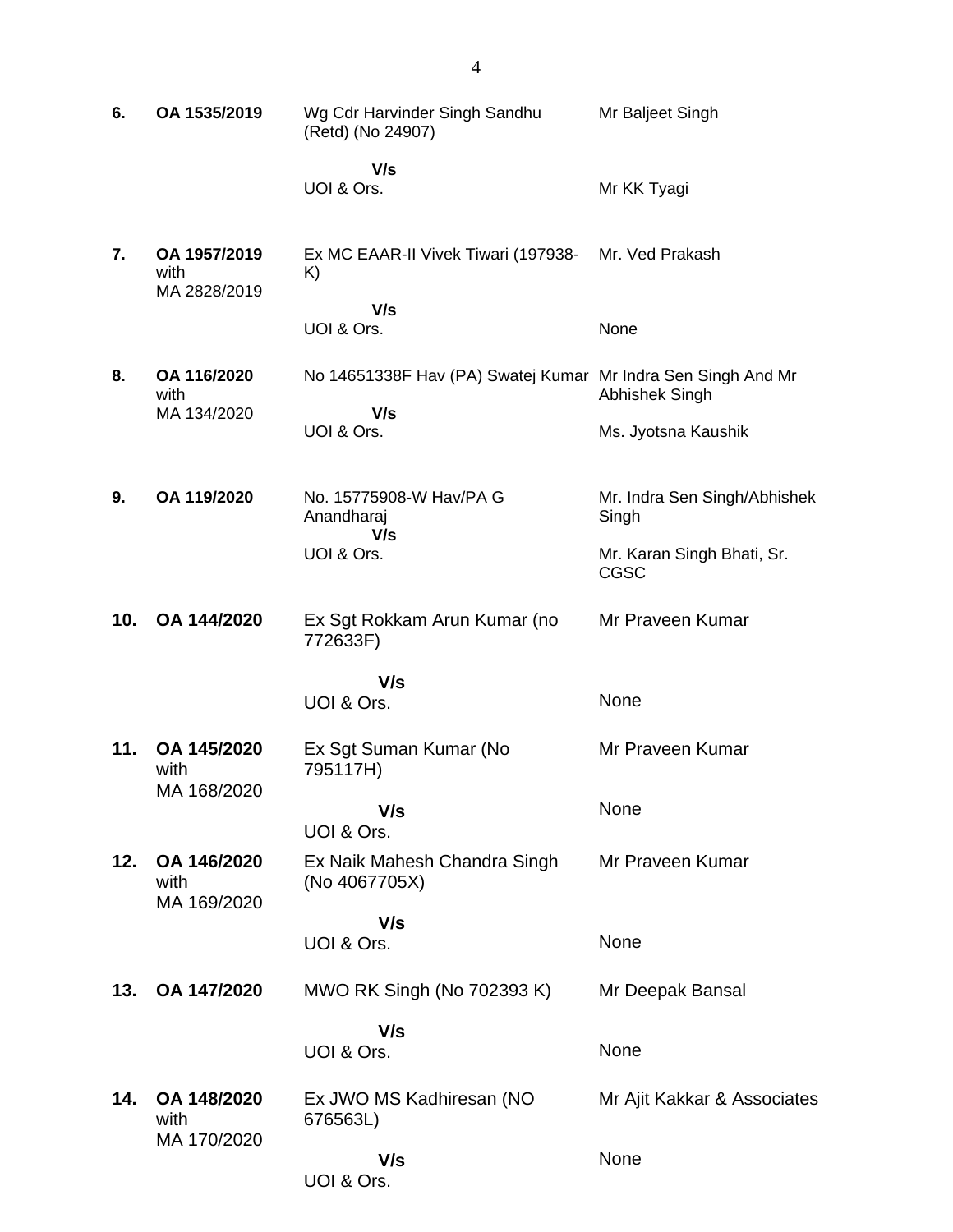| | | | |
|---|---|---|---|
| **6.** | **OA 1535/2019** | Wg Cdr Harvinder Singh Sandhu (Retd) (No 24907) | Mr Baljeet Singh |
| | | **V/s** | |
| | | UOI & Ors. | Mr KK Tyagi |
| **7.** | **OA 1957/2019** with MA 2828/2019 | Ex MC EAAR-II Vivek Tiwari (197938-K) | Mr. Ved Prakash |
| | | **V/s** | |
| | | UOI & Ors. | None |
| **8.** | **OA 116/2020** with MA 134/2020 | No 14651338F Hav (PA) Swatej Kumar | Mr Indra Sen Singh And Mr Abhishek Singh |
| | | **V/s** | |
| | | UOI & Ors. | Ms. Jyotsna Kaushik |
| **9.** | **OA 119/2020** | No. 15775908-W Hav/PA G Anandharaj | Mr. Indra Sen Singh/Abhishek Singh |
| | | **V/s** | |
| | | UOI & Ors. | Mr. Karan Singh Bhati, Sr. CGSC |
| **10.** | **OA 144/2020** | Ex Sgt Rokkam Arun Kumar (no 772633F) | Mr Praveen Kumar |
| | | **V/s** | |
| | | UOI & Ors. | None |
| **11.** | **OA 145/2020** with MA 168/2020 | Ex Sgt Suman Kumar (No 795117H) | Mr Praveen Kumar |
| | | **V/s** | |
| | | UOI & Ors. | None |
| **12.** | **OA 146/2020** with MA 169/2020 | Ex Naik Mahesh Chandra Singh (No 4067705X) | Mr Praveen Kumar |
| | | **V/s** | |
| | | UOI & Ors. | None |
| **13.** | **OA 147/2020** | MWO RK Singh (No 702393 K) | Mr Deepak Bansal |
| | | **V/s** | |
| | | UOI & Ors. | None |
| **14.** | **OA 148/2020** with MA 170/2020 | Ex JWO MS Kadhiresan (NO 676563L) | Mr Ajit Kakkar & Associates |
| | | **V/s** | |
| | | UOI & Ors. | None |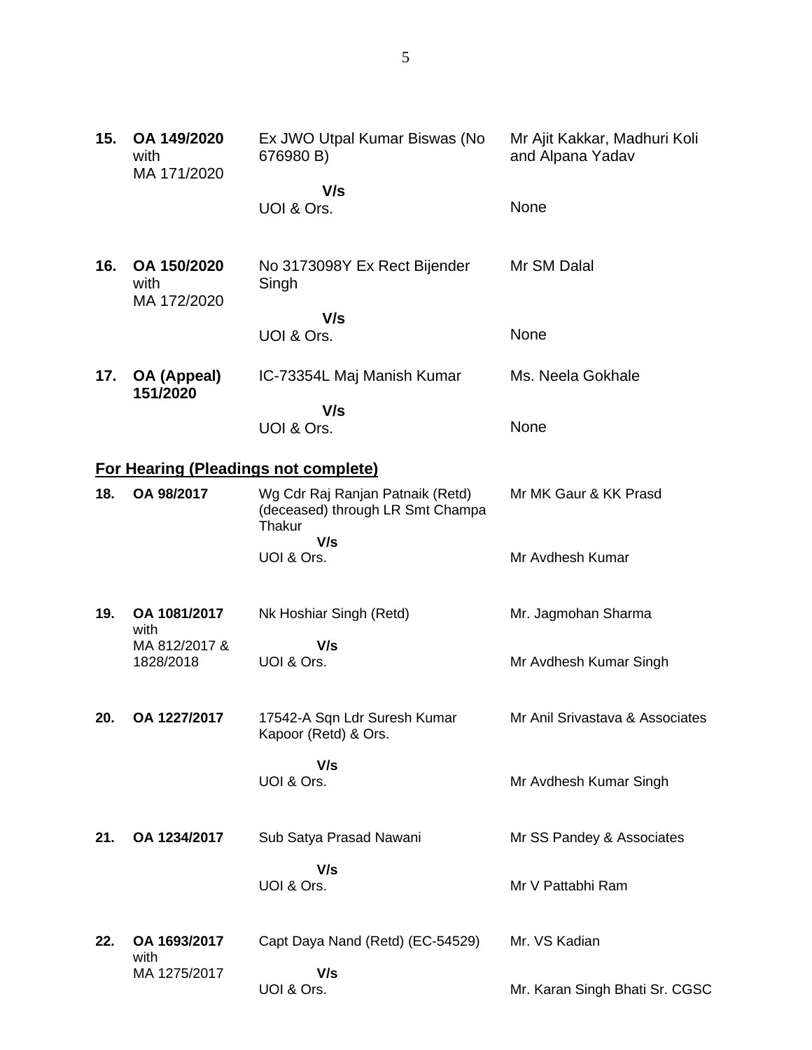| | | | |
|---|---|---|---|
| **15.** | **OA 149/2020** with MA 171/2020 | Ex JWO Utpal Kumar Biswas (No 676980 B)<br>**V/s**<br>UOI & Ors. | Mr Ajit Kakkar, Madhuri Koli and Alpana Yadav<br><br>None |
| **16.** | **OA 150/2020** with MA 172/2020 | No 3173098Y Ex Rect Bijender Singh<br>**V/s**<br>UOI & Ors. | Mr SM Dalal<br><br>None |
| **17.** | **OA (Appeal) 151/2020** | IC-73354L Maj Manish Kumar<br>**V/s**<br>UOI & Ors. | Ms. Neela Gokhale<br><br>None |

## For Hearing (Pleadings not complete)

| | | | |
|---|---|---|---|
| **18.** | **OA 98/2017** | Wg Cdr Raj Ranjan Patnaik (Retd) (deceased) through LR Smt Champa Thakur<br>**V/s**<br>UOI & Ors. | Mr MK Gaur & KK Prasd<br><br>Mr Avdhesh Kumar |
| **19.** | **OA 1081/2017** with MA 812/2017 & 1828/2018 | Nk Hoshiar Singh (Retd)<br>**V/s**<br>UOI & Ors. | Mr. Jagmohan Sharma<br><br>Mr Avdhesh Kumar Singh |
| **20.** | **OA 1227/2017** | 17542-A Sqn Ldr Suresh Kumar Kapoor (Retd) & Ors.<br>**V/s**<br>UOI & Ors. | Mr Anil Srivastava & Associates<br><br>Mr Avdhesh Kumar Singh |
| **21.** | **OA 1234/2017** | Sub Satya Prasad Nawani<br>**V/s**<br>UOI & Ors. | Mr SS Pandey & Associates<br><br>Mr V Pattabhi Ram |
| **22.** | **OA 1693/2017** with MA 1275/2017 | Capt Daya Nand (Retd) (EC-54529)<br>**V/s**<br>UOI & Ors. | Mr. VS Kadian<br><br>Mr. Karan Singh Bhati Sr. CGSC |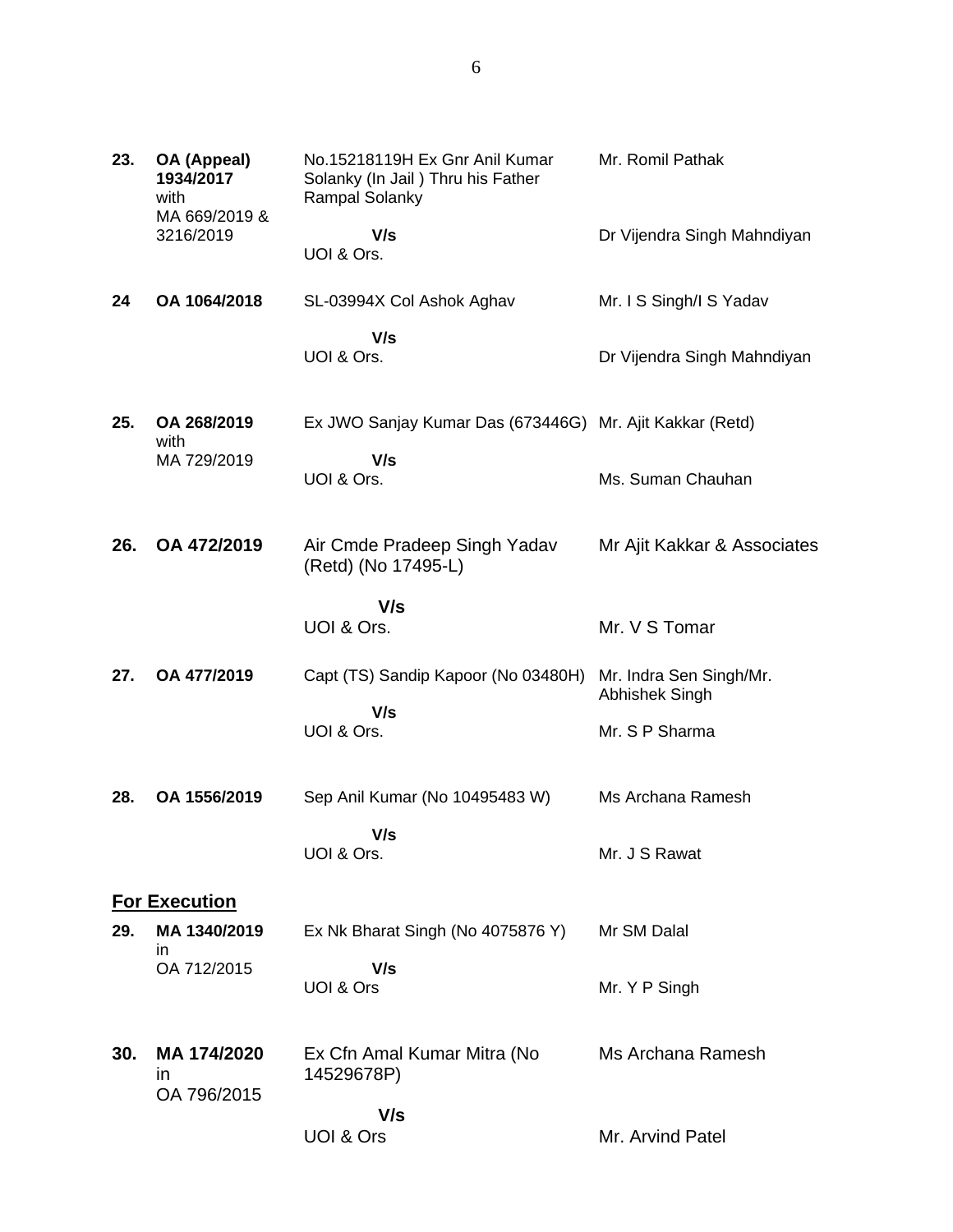| | | | |
|---|---|---|---|
| **23.** | **OA (Appeal) 1934/2017** with MA 669/2019 & 3216/2019 | No.15218119H Ex Gnr Anil Kumar Solanky (In Jail ) Thru his Father Rampal Solanky<br>**V/s**<br>UOI & Ors. | Mr. Romil Pathak<br><br>Dr Vijendra Singh Mahndiyan |
| **24** | **OA 1064/2018** | SL-03994X Col Ashok Aghav<br>**V/s**<br>UOI & Ors. | Mr. I S Singh/I S Yadav<br><br>Dr Vijendra Singh Mahndiyan |
| **25.** | **OA 268/2019** with MA 729/2019 | Ex JWO Sanjay Kumar Das (673446G)<br>**V/s**<br>UOI & Ors. | Mr. Ajit Kakkar (Retd)<br><br>Ms. Suman Chauhan |
| **26.** | **OA 472/2019** | Air Cmde Pradeep Singh Yadav (Retd) (No 17495-L)<br>**V/s**<br>UOI & Ors. | Mr Ajit Kakkar & Associates<br><br>Mr. V S Tomar |
| **27.** | **OA 477/2019** | Capt (TS) Sandip Kapoor (No 03480H)<br>**V/s**<br>UOI & Ors. | Mr. Indra Sen Singh/Mr. Abhishek Singh<br><br>Mr. S P Sharma |
| **28.** | **OA 1556/2019** | Sep Anil Kumar (No 10495483 W)<br>**V/s**<br>UOI & Ors. | Ms Archana Ramesh<br><br>Mr. J S Rawat |

**<u>For Execution</u>**

| | | | |
|---|---|---|---|
| **29.** | **MA 1340/2019** in OA 712/2015 | Ex Nk Bharat Singh (No 4075876 Y)<br>**V/s**<br>UOI & Ors | Mr SM Dalal<br><br>Mr. Y P Singh |
| **30.** | **MA 174/2020** in OA 796/2015 | Ex Cfn Amal Kumar Mitra (No 14529678P)<br>**V/s**<br>UOI & Ors | Ms Archana Ramesh<br><br>Mr. Arvind Patel |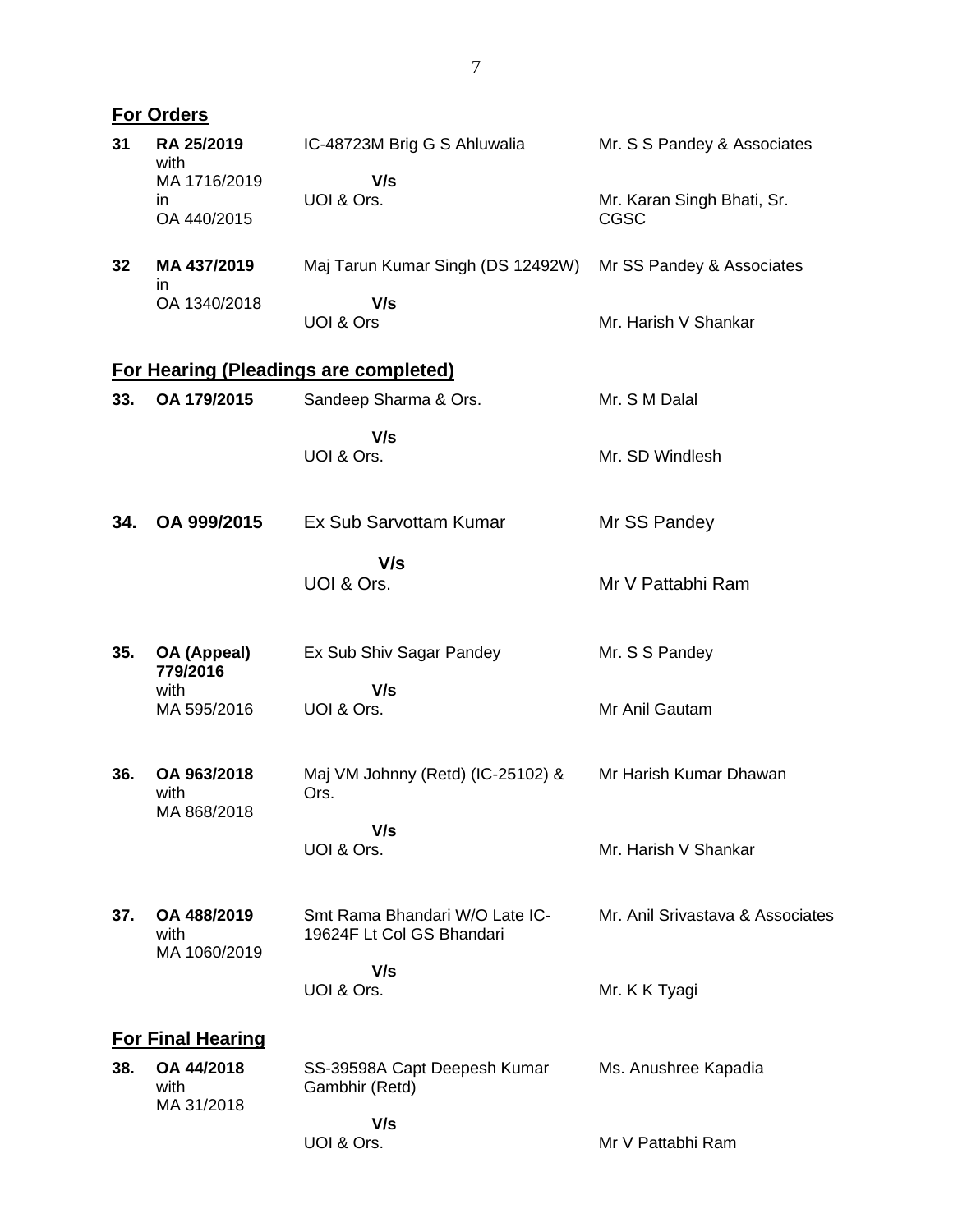## For Orders

| | | | |
|---|---|---|---|
| **31** | **RA 25/2019** with MA 1716/2019 in OA 440/2015 | IC-48723M Brig G S Ahluwalia **V/s** UOI & Ors. | Mr. S S Pandey & Associates<br>Mr. Karan Singh Bhati, Sr. CGSC |
| **32** | **MA 437/2019** in OA 1340/2018 | Maj Tarun Kumar Singh (DS 12492W) **V/s** UOI & Ors | Mr SS Pandey & Associates<br>Mr. Harish V Shankar |

## For Hearing (Pleadings are completed)

| | | | |
|---|---|---|---|
| **33.** | **OA 179/2015** | Sandeep Sharma & Ors. **V/s** UOI & Ors. | Mr. S M Dalal<br>Mr. SD Windlesh |
| **34.** | **OA 999/2015** | Ex Sub Sarvottam Kumar **V/s** UOI & Ors. | Mr SS Pandey<br>Mr V Pattabhi Ram |
| **35.** | **OA (Appeal) 779/2016** with MA 595/2016 | Ex Sub Shiv Sagar Pandey **V/s** UOI & Ors. | Mr. S S Pandey<br>Mr Anil Gautam |
| **36.** | **OA 963/2018** with MA 868/2018 | Maj VM Johnny (Retd) (IC-25102) & Ors. **V/s** UOI & Ors. | Mr Harish Kumar Dhawan<br>Mr. Harish V Shankar |
| **37.** | **OA 488/2019** with MA 1060/2019 | Smt Rama Bhandari W/O Late IC-19624F Lt Col GS Bhandari **V/s** UOI & Ors. | Mr. Anil Srivastava & Associates<br>Mr. K K Tyagi |

## For Final Hearing

| | | | |
|---|---|---|---|
| **38.** | **OA 44/2018** with MA 31/2018 | SS-39598A Capt Deepesh Kumar Gambhir (Retd) **V/s** UOI & Ors. | Ms. Anushree Kapadia<br>Mr V Pattabhi Ram |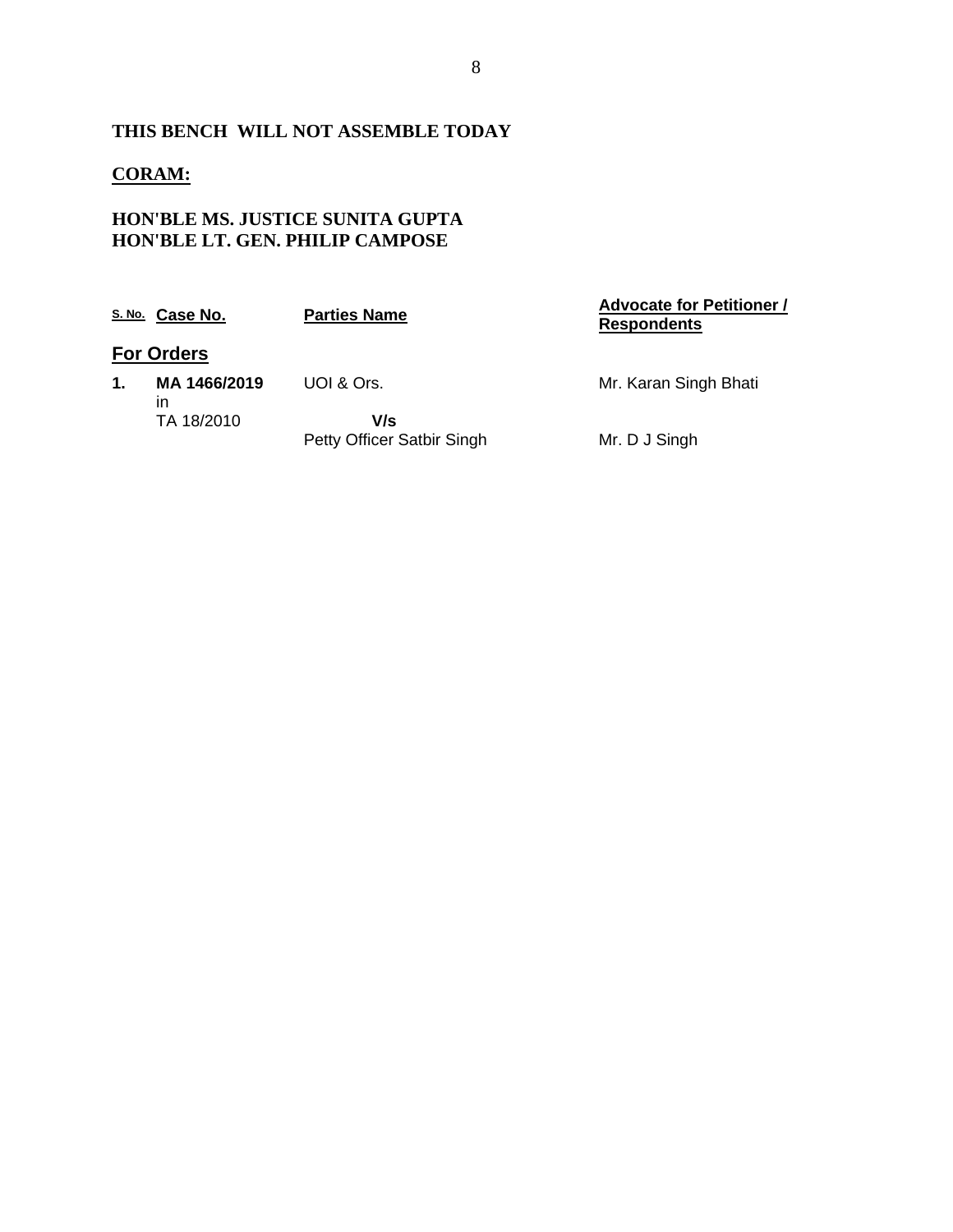**THIS BENCH WILL NOT ASSEMBLE TODAY**

**CORAM:**

**HON'BLE MS. JUSTICE SUNITA GUPTA**
**HON'BLE LT. GEN. PHILIP CAMPOSE**

| S. No. | Case No. | Parties Name | Advocate for Petitioner / Respondents |
|---|---|---|---|
| **For Orders** | | | |
| **1.** | **MA 1466/2019** in TA 18/2010 | UOI & Ors. **V/s** Petty Officer Satbir Singh | Mr. Karan Singh Bhati<br>Mr. D J Singh |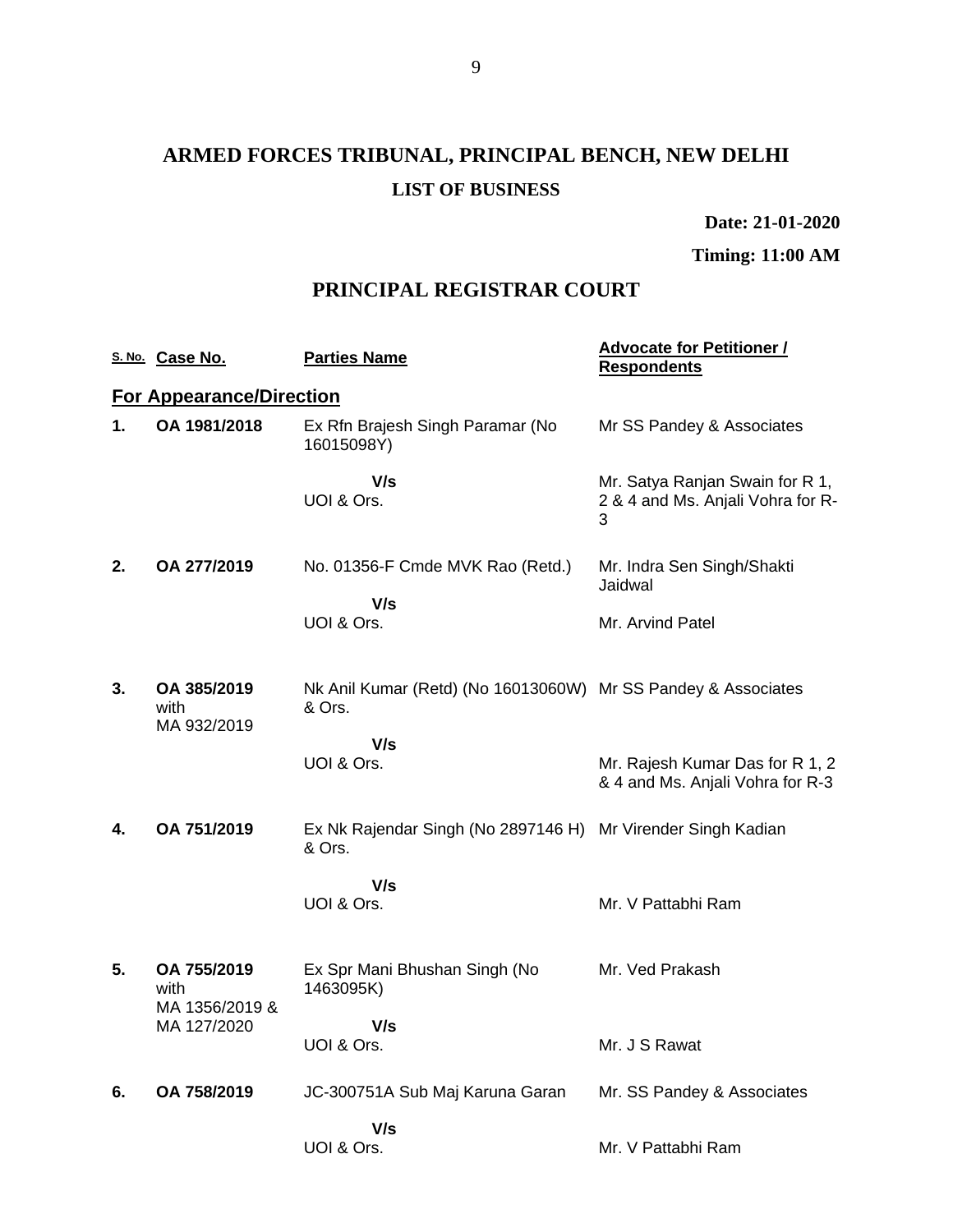# ARMED FORCES TRIBUNAL, PRINCIPAL BENCH, NEW DELHI

## LIST OF BUSINESS

**Date: 21-01-2020**

**Timing: 11:00 AM**

## PRINCIPAL REGISTRAR COURT

| S. No. | Case No. | Parties Name | Advocate for Petitioner / Respondents |
|---|---|---|---|
| **For Appearance/Direction** | | | |
| **1.** | **OA 1981/2018** | Ex Rfn Brajesh Singh Paramar (No 16015098Y)<br><br>**V/s**<br>UOI & Ors. | Mr SS Pandey & Associates<br><br>Mr. Satya Ranjan Swain for R 1, 2 & 4 and Ms. Anjali Vohra for R-3 |
| **2.** | **OA 277/2019** | No. 01356-F Cmde MVK Rao (Retd.)<br><br>**V/s**<br>UOI & Ors. | Mr. Indra Sen Singh/Shakti Jaidwal<br><br>Mr. Arvind Patel |
| **3.** | **OA 385/2019** with MA 932/2019 | Nk Anil Kumar (Retd) (No 16013060W) & Ors.<br><br>**V/s**<br>UOI & Ors. | Mr SS Pandey & Associates<br><br>Mr. Rajesh Kumar Das for R 1, 2 & 4 and Ms. Anjali Vohra for R-3 |
| **4.** | **OA 751/2019** | Ex Nk Rajendar Singh (No 2897146 H) & Ors.<br><br>**V/s**<br>UOI & Ors. | Mr Virender Singh Kadian<br><br>Mr. V Pattabhi Ram |
| **5.** | **OA 755/2019** with MA 1356/2019 & MA 127/2020 | Ex Spr Mani Bhushan Singh (No 1463095K)<br><br>**V/s**<br>UOI & Ors. | Mr. Ved Prakash<br><br>Mr. J S Rawat |
| **6.** | **OA 758/2019** | JC-300751A Sub Maj Karuna Garan<br><br>**V/s**<br>UOI & Ors. | Mr. SS Pandey & Associates<br><br>Mr. V Pattabhi Ram |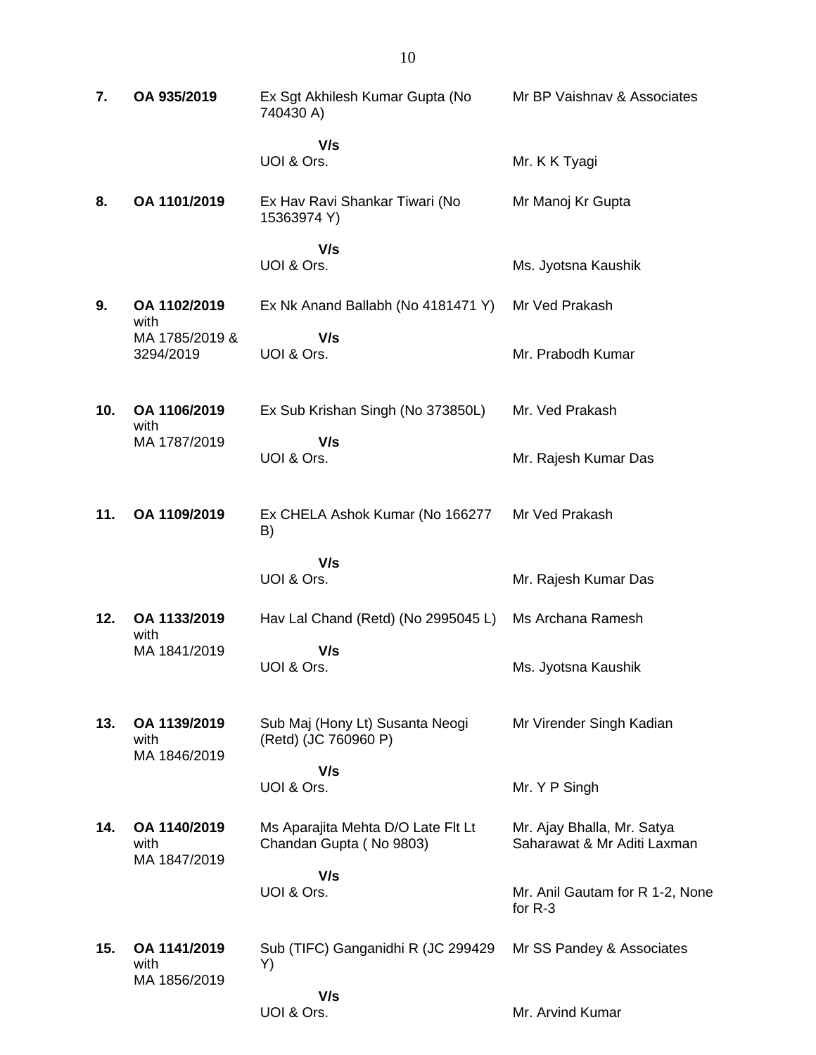| | | | |
|---|---|---|---|
| **7.** | **OA 935/2019** | Ex Sgt Akhilesh Kumar Gupta (No 740430 A)<br><br>**V/s**<br>UOI & Ors. | Mr BP Vaishnav & Associates<br><br><br>Mr. K K Tyagi |
| **8.** | **OA 1101/2019** | Ex Hav Ravi Shankar Tiwari (No 15363974 Y)<br><br>**V/s**<br>UOI & Ors. | Mr Manoj Kr Gupta<br><br><br>Ms. Jyotsna Kaushik |
| **9.** | **OA 1102/2019** with MA 1785/2019 & 3294/2019 | Ex Nk Anand Ballabh (No 4181471 Y)<br><br>**V/s**<br>UOI & Ors. | Mr Ved Prakash<br><br><br>Mr. Prabodh Kumar |
| **10.** | **OA 1106/2019** with MA 1787/2019 | Ex Sub Krishan Singh (No 373850L)<br><br>**V/s**<br>UOI & Ors. | Mr. Ved Prakash<br><br><br>Mr. Rajesh Kumar Das |
| **11.** | **OA 1109/2019** | Ex CHELA Ashok Kumar (No 166277 B)<br><br>**V/s**<br>UOI & Ors. | Mr Ved Prakash<br><br><br>Mr. Rajesh Kumar Das |
| **12.** | **OA 1133/2019** with MA 1841/2019 | Hav Lal Chand (Retd) (No 2995045 L)<br><br>**V/s**<br>UOI & Ors. | Ms Archana Ramesh<br><br><br>Ms. Jyotsna Kaushik |
| **13.** | **OA 1139/2019** with MA 1846/2019 | Sub Maj (Hony Lt) Susanta Neogi (Retd) (JC 760960 P)<br><br>**V/s**<br>UOI & Ors. | Mr Virender Singh Kadian<br><br><br>Mr. Y P Singh |
| **14.** | **OA 1140/2019** with MA 1847/2019 | Ms Aparajita Mehta D/O Late Flt Lt Chandan Gupta ( No 9803)<br><br>**V/s**<br>UOI & Ors. | Mr. Ajay Bhalla, Mr. Satya Saharawat & Mr Aditi Laxman<br><br><br>Mr. Anil Gautam for R 1-2, None for R-3 |
| **15.** | **OA 1141/2019** with MA 1856/2019 | Sub (TIFC) Ganganidhi R (JC 299429 Y)<br><br>**V/s**<br>UOI & Ors. | Mr SS Pandey & Associates<br><br><br>Mr. Arvind Kumar |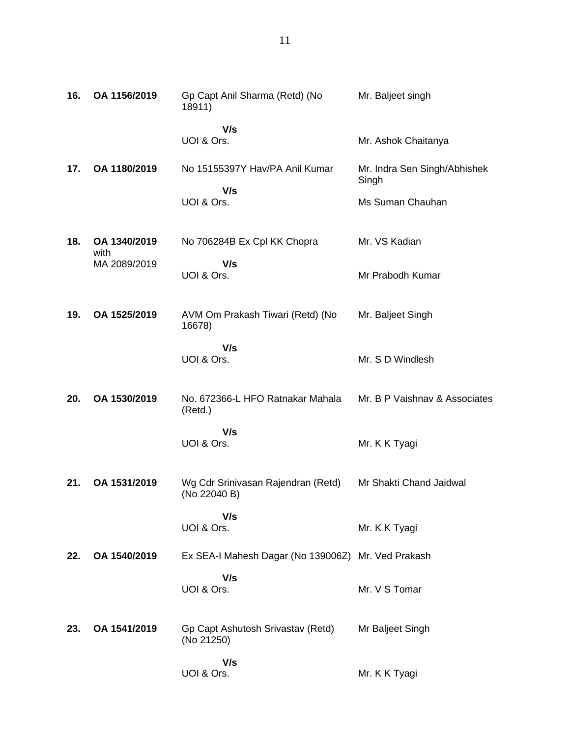| | | | |
|---|---|---|---|
| **16.** | **OA 1156/2019** | Gp Capt Anil Sharma (Retd) (No 18911)<br><br>**V/s**<br>UOI & Ors. | Mr. Baljeet singh<br><br><br>Mr. Ashok Chaitanya |
| **17.** | **OA 1180/2019** | No 15155397Y Hav/PA Anil Kumar<br><br>**V/s**<br>UOI & Ors. | Mr. Indra Sen Singh/Abhishek Singh<br><br>Ms Suman Chauhan |
| **18.** | **OA 1340/2019** with MA 2089/2019 | No 706284B Ex Cpl KK Chopra<br><br>**V/s**<br>UOI & Ors. | Mr. VS Kadian<br><br><br>Mr Prabodh Kumar |
| **19.** | **OA 1525/2019** | AVM Om Prakash Tiwari (Retd) (No 16678)<br><br>**V/s**<br>UOI & Ors. | Mr. Baljeet Singh<br><br><br>Mr. S D Windlesh |
| **20.** | **OA 1530/2019** | No. 672366-L HFO Ratnakar Mahala (Retd.)<br><br>**V/s**<br>UOI & Ors. | Mr. B P Vaishnav & Associates<br><br><br>Mr. K K Tyagi |
| **21.** | **OA 1531/2019** | Wg Cdr Srinivasan Rajendran (Retd) (No 22040 B)<br><br>**V/s**<br>UOI & Ors. | Mr Shakti Chand Jaidwal<br><br><br>Mr. K K Tyagi |
| **22.** | **OA 1540/2019** | Ex SEA-I Mahesh Dagar (No 139006Z)<br><br>**V/s**<br>UOI & Ors. | Mr. Ved Prakash<br><br><br>Mr. V S Tomar |
| **23.** | **OA 1541/2019** | Gp Capt Ashutosh Srivastav (Retd) (No 21250)<br><br>**V/s**<br>UOI & Ors. | Mr Baljeet Singh<br><br><br>Mr. K K Tyagi |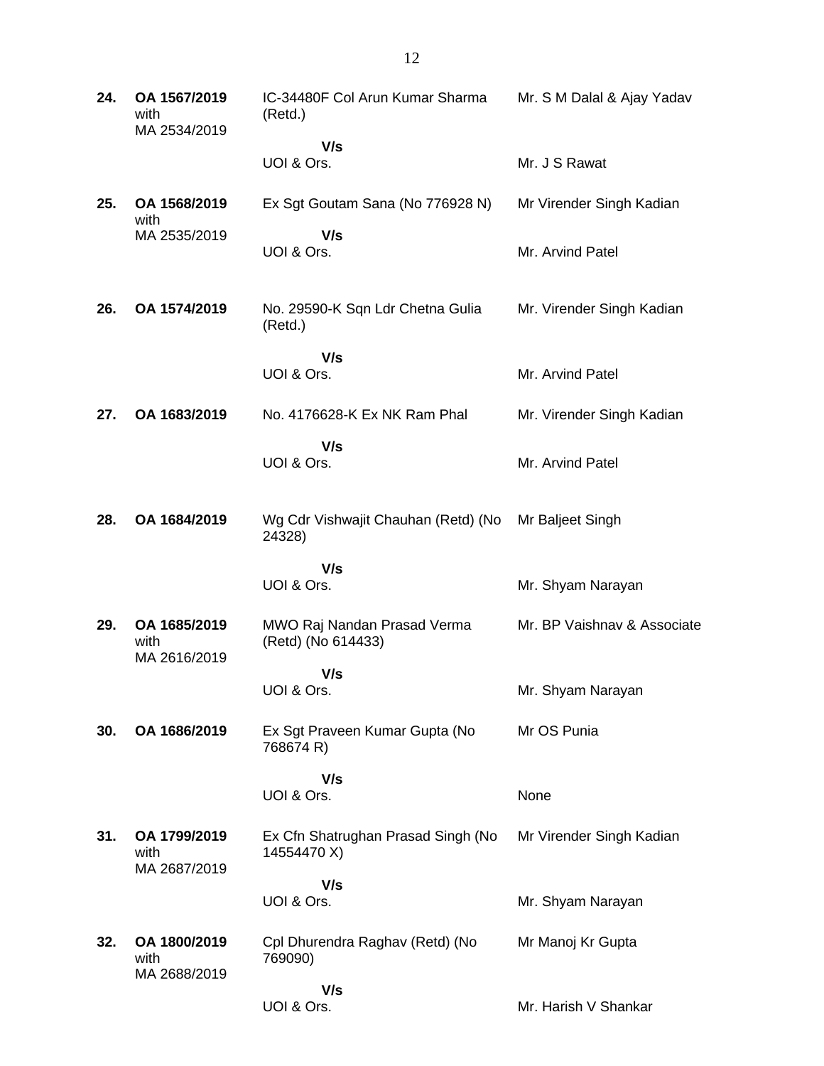| | | | |
|---|---|---|---|
| **24.** | **OA 1567/2019** with MA 2534/2019 | IC-34480F Col Arun Kumar Sharma (Retd.) **V/s** UOI & Ors. | Mr. S M Dalal & Ajay Yadav<br><br>Mr. J S Rawat |
| **25.** | **OA 1568/2019** with MA 2535/2019 | Ex Sgt Goutam Sana (No 776928 N) **V/s** UOI & Ors. | Mr Virender Singh Kadian<br><br>Mr. Arvind Patel |
| **26.** | **OA 1574/2019** | No. 29590-K Sqn Ldr Chetna Gulia (Retd.) **V/s** UOI & Ors. | Mr. Virender Singh Kadian<br><br>Mr. Arvind Patel |
| **27.** | **OA 1683/2019** | No. 4176628-K Ex NK Ram Phal **V/s** UOI & Ors. | Mr. Virender Singh Kadian<br><br>Mr. Arvind Patel |
| **28.** | **OA 1684/2019** | Wg Cdr Vishwajit Chauhan (Retd) (No 24328) **V/s** UOI & Ors. | Mr Baljeet Singh<br><br>Mr. Shyam Narayan |
| **29.** | **OA 1685/2019** with MA 2616/2019 | MWO Raj Nandan Prasad Verma (Retd) (No 614433) **V/s** UOI & Ors. | Mr. BP Vaishnav & Associate<br><br>Mr. Shyam Narayan |
| **30.** | **OA 1686/2019** | Ex Sgt Praveen Kumar Gupta (No 768674 R) **V/s** UOI & Ors. | Mr OS Punia<br><br>None |
| **31.** | **OA 1799/2019** with MA 2687/2019 | Ex Cfn Shatrughan Prasad Singh (No 14554470 X) **V/s** UOI & Ors. | Mr Virender Singh Kadian<br><br>Mr. Shyam Narayan |
| **32.** | **OA 1800/2019** with MA 2688/2019 | Cpl Dhurendra Raghav (Retd) (No 769090) **V/s** UOI & Ors. | Mr Manoj Kr Gupta<br><br>Mr. Harish V Shankar |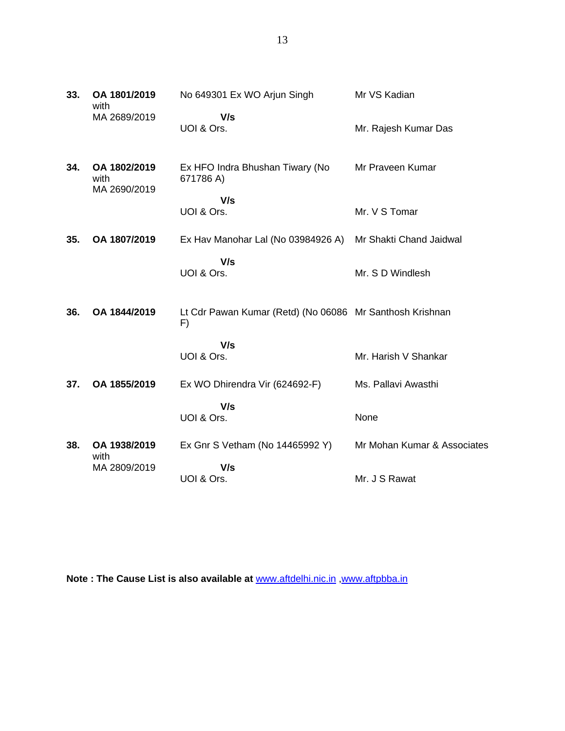| | | | |
|---|---|---|---|
| **33.** | **OA 1801/2019** with MA 2689/2019 | No 649301 Ex WO Arjun Singh **V/s** UOI & Ors. | Mr VS Kadian<br>Mr. Rajesh Kumar Das |
| **34.** | **OA 1802/2019** with MA 2690/2019 | Ex HFO Indra Bhushan Tiwary (No 671786 A) **V/s** UOI & Ors. | Mr Praveen Kumar<br>Mr. V S Tomar |
| **35.** | **OA 1807/2019** | Ex Hav Manohar Lal (No 03984926 A) **V/s** UOI & Ors. | Mr Shakti Chand Jaidwal<br>Mr. S D Windlesh |
| **36.** | **OA 1844/2019** | Lt Cdr Pawan Kumar (Retd) (No 06086 F) **V/s** UOI & Ors. | Mr Santhosh Krishnan<br>Mr. Harish V Shankar |
| **37.** | **OA 1855/2019** | Ex WO Dhirendra Vir (624692-F) **V/s** UOI & Ors. | Ms. Pallavi Awasthi<br>None |
| **38.** | **OA 1938/2019** with MA 2809/2019 | Ex Gnr S Vetham (No 14465992 Y) **V/s** UOI & Ors. | Mr Mohan Kumar & Associates<br>Mr. J S Rawat |

**Note : The Cause List is also available at** www.aftdelhi.nic.in ,www.aftpbba.in